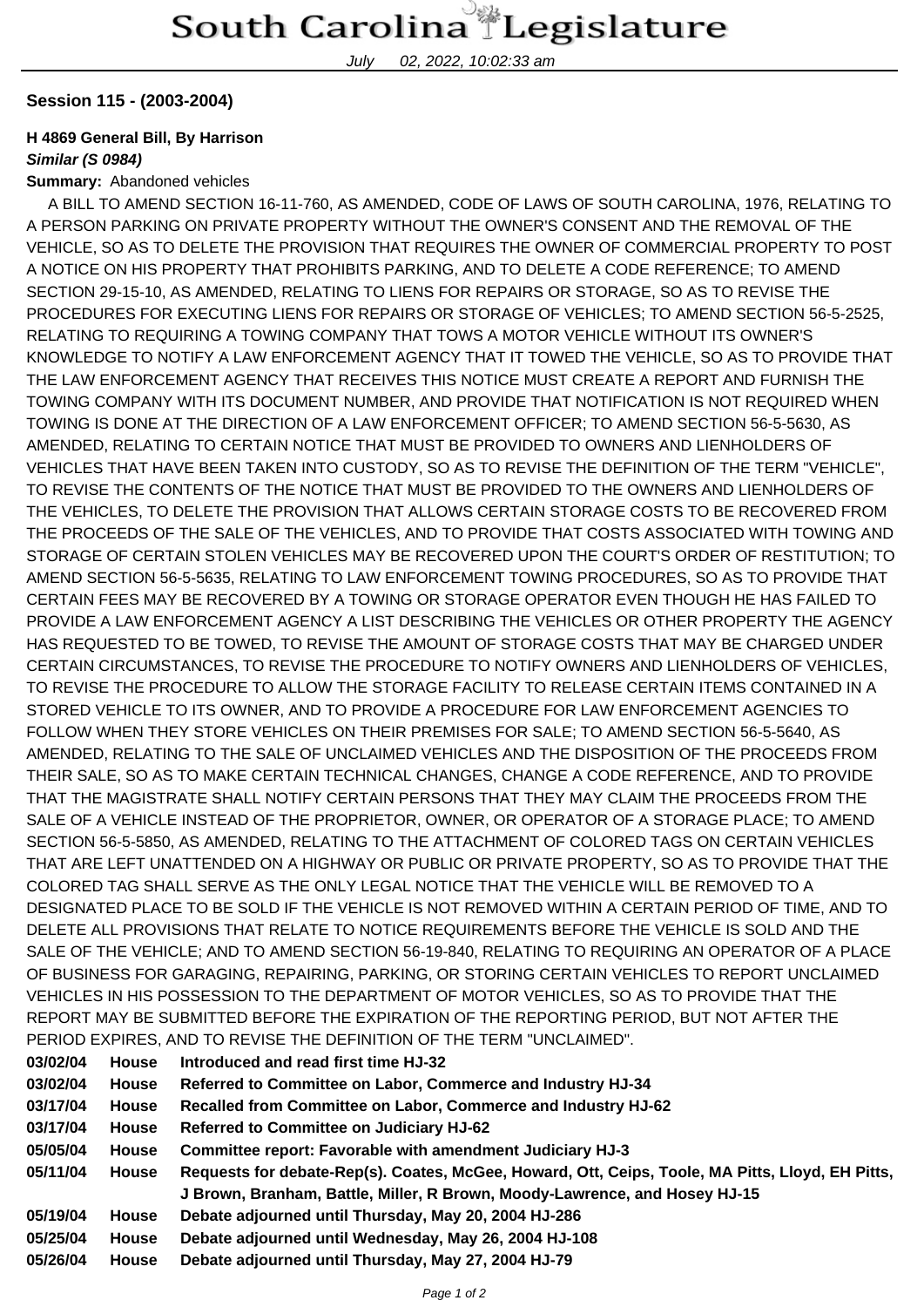# South Carolina Legislature

July 02, 2022, 10:02:33 am

**Session 115 - (2003-2004)**

**H 4869 General Bill, By Harrison**
***Similar (S 0984)***
**Summary:** Abandoned vehicles

A BILL TO AMEND SECTION 16-11-760, AS AMENDED, CODE OF LAWS OF SOUTH CAROLINA, 1976, RELATING TO A PERSON PARKING ON PRIVATE PROPERTY WITHOUT THE OWNER'S CONSENT AND THE REMOVAL OF THE VEHICLE, SO AS TO DELETE THE PROVISION THAT REQUIRES THE OWNER OF COMMERCIAL PROPERTY TO POST A NOTICE ON HIS PROPERTY THAT PROHIBITS PARKING, AND TO DELETE A CODE REFERENCE; TO AMEND SECTION 29-15-10, AS AMENDED, RELATING TO LIENS FOR REPAIRS OR STORAGE, SO AS TO REVISE THE PROCEDURES FOR EXECUTING LIENS FOR REPAIRS OR STORAGE OF VEHICLES; TO AMEND SECTION 56-5-2525, RELATING TO REQUIRING A TOWING COMPANY THAT TOWS A MOTOR VEHICLE WITHOUT ITS OWNER'S KNOWLEDGE TO NOTIFY A LAW ENFORCEMENT AGENCY THAT IT TOWED THE VEHICLE, SO AS TO PROVIDE THAT THE LAW ENFORCEMENT AGENCY THAT RECEIVES THIS NOTICE MUST CREATE A REPORT AND FURNISH THE TOWING COMPANY WITH ITS DOCUMENT NUMBER, AND PROVIDE THAT NOTIFICATION IS NOT REQUIRED WHEN TOWING IS DONE AT THE DIRECTION OF A LAW ENFORCEMENT OFFICER; TO AMEND SECTION 56-5-5630, AS AMENDED, RELATING TO CERTAIN NOTICE THAT MUST BE PROVIDED TO OWNERS AND LIENHOLDERS OF VEHICLES THAT HAVE BEEN TAKEN INTO CUSTODY, SO AS TO REVISE THE DEFINITION OF THE TERM "VEHICLE", TO REVISE THE CONTENTS OF THE NOTICE THAT MUST BE PROVIDED TO THE OWNERS AND LIENHOLDERS OF THE VEHICLES, TO DELETE THE PROVISION THAT ALLOWS CERTAIN STORAGE COSTS TO BE RECOVERED FROM THE PROCEEDS OF THE SALE OF THE VEHICLES, AND TO PROVIDE THAT COSTS ASSOCIATED WITH TOWING AND STORAGE OF CERTAIN STOLEN VEHICLES MAY BE RECOVERED UPON THE COURT'S ORDER OF RESTITUTION; TO AMEND SECTION 56-5-5635, RELATING TO LAW ENFORCEMENT TOWING PROCEDURES, SO AS TO PROVIDE THAT CERTAIN FEES MAY BE RECOVERED BY A TOWING OR STORAGE OPERATOR EVEN THOUGH HE HAS FAILED TO PROVIDE A LAW ENFORCEMENT AGENCY A LIST DESCRIBING THE VEHICLES OR OTHER PROPERTY THE AGENCY HAS REQUESTED TO BE TOWED, TO REVISE THE AMOUNT OF STORAGE COSTS THAT MAY BE CHARGED UNDER CERTAIN CIRCUMSTANCES, TO REVISE THE PROCEDURE TO NOTIFY OWNERS AND LIENHOLDERS OF VEHICLES, TO REVISE THE PROCEDURE TO ALLOW THE STORAGE FACILITY TO RELEASE CERTAIN ITEMS CONTAINED IN A STORED VEHICLE TO ITS OWNER, AND TO PROVIDE A PROCEDURE FOR LAW ENFORCEMENT AGENCIES TO FOLLOW WHEN THEY STORE VEHICLES ON THEIR PREMISES FOR SALE; TO AMEND SECTION 56-5-5640, AS AMENDED, RELATING TO THE SALE OF UNCLAIMED VEHICLES AND THE DISPOSITION OF THE PROCEEDS FROM THEIR SALE, SO AS TO MAKE CERTAIN TECHNICAL CHANGES, CHANGE A CODE REFERENCE, AND TO PROVIDE THAT THE MAGISTRATE SHALL NOTIFY CERTAIN PERSONS THAT THEY MAY CLAIM THE PROCEEDS FROM THE SALE OF A VEHICLE INSTEAD OF THE PROPRIETOR, OWNER, OR OPERATOR OF A STORAGE PLACE; TO AMEND SECTION 56-5-5850, AS AMENDED, RELATING TO THE ATTACHMENT OF COLORED TAGS ON CERTAIN VEHICLES THAT ARE LEFT UNATTENDED ON A HIGHWAY OR PUBLIC OR PRIVATE PROPERTY, SO AS TO PROVIDE THAT THE COLORED TAG SHALL SERVE AS THE ONLY LEGAL NOTICE THAT THE VEHICLE WILL BE REMOVED TO A DESIGNATED PLACE TO BE SOLD IF THE VEHICLE IS NOT REMOVED WITHIN A CERTAIN PERIOD OF TIME, AND TO DELETE ALL PROVISIONS THAT RELATE TO NOTICE REQUIREMENTS BEFORE THE VEHICLE IS SOLD AND THE SALE OF THE VEHICLE; AND TO AMEND SECTION 56-19-840, RELATING TO REQUIRING AN OPERATOR OF A PLACE OF BUSINESS FOR GARAGING, REPAIRING, PARKING, OR STORING CERTAIN VEHICLES TO REPORT UNCLAIMED VEHICLES IN HIS POSSESSION TO THE DEPARTMENT OF MOTOR VEHICLES, SO AS TO PROVIDE THAT THE REPORT MAY BE SUBMITTED BEFORE THE EXPIRATION OF THE REPORTING PERIOD, BUT NOT AFTER THE PERIOD EXPIRES, AND TO REVISE THE DEFINITION OF THE TERM "UNCLAIMED".

| | | |
|---|---|---|
| **03/02/04** | **House** | **Introduced and read first time HJ-32** |
| **03/02/04** | **House** | **Referred to Committee on Labor, Commerce and Industry HJ-34** |
| **03/17/04** | **House** | **Recalled from Committee on Labor, Commerce and Industry HJ-62** |
| **03/17/04** | **House** | **Referred to Committee on Judiciary HJ-62** |
| **05/05/04** | **House** | **Committee report: Favorable with amendment Judiciary HJ-3** |
| **05/11/04** | **House** | **Requests for debate-Rep(s). Coates, McGee, Howard, Ott, Ceips, Toole, MA Pitts, Lloyd, EH Pitts, J Brown, Branham, Battle, Miller, R Brown, Moody-Lawrence, and Hosey HJ-15** |
| **05/19/04** | **House** | **Debate adjourned until Thursday, May 20, 2004 HJ-286** |
| **05/25/04** | **House** | **Debate adjourned until Wednesday, May 26, 2004 HJ-108** |
| **05/26/04** | **House** | **Debate adjourned until Thursday, May 27, 2004 HJ-79** |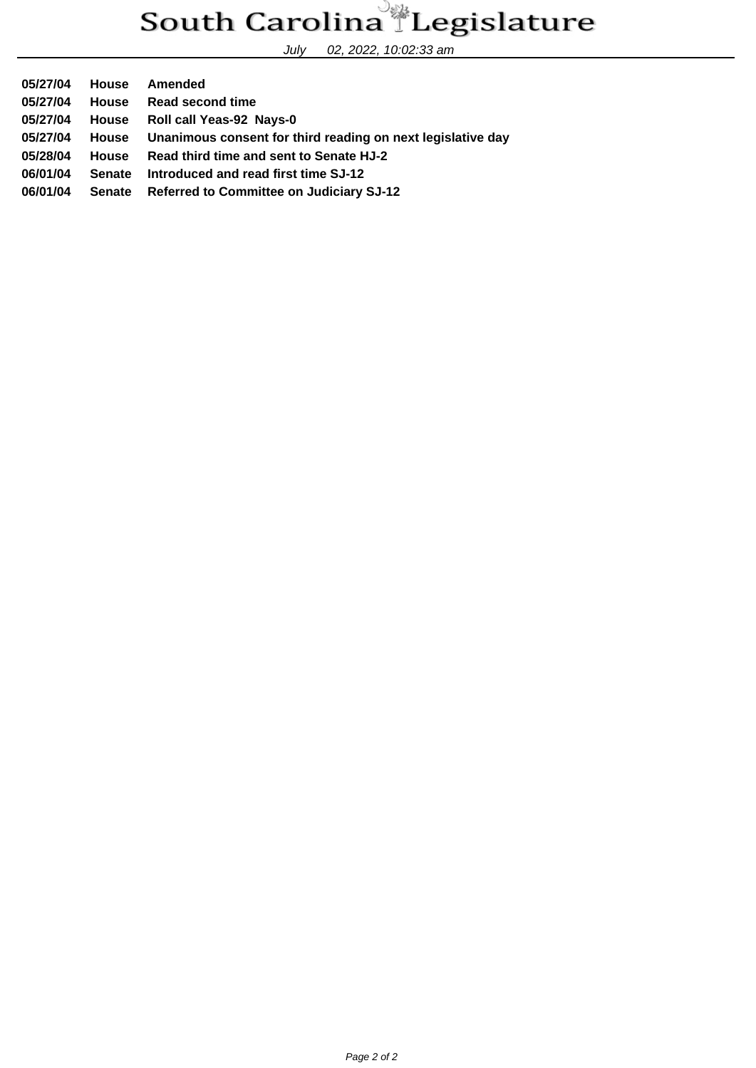| | | |
|---|---|---|
| **05/27/04** | **House** | **Amended** |
| **05/27/04** | **House** | **Read second time** |
| **05/27/04** | **House** | **Roll call Yeas-92 Nays-0** |
| **05/27/04** | **House** | **Unanimous consent for third reading on next legislative day** |
| **05/28/04** | **House** | **Read third time and sent to Senate HJ-2** |
| **06/01/04** | **Senate** | **Introduced and read first time SJ-12** |
| **06/01/04** | **Senate** | **Referred to Committee on Judiciary SJ-12** |